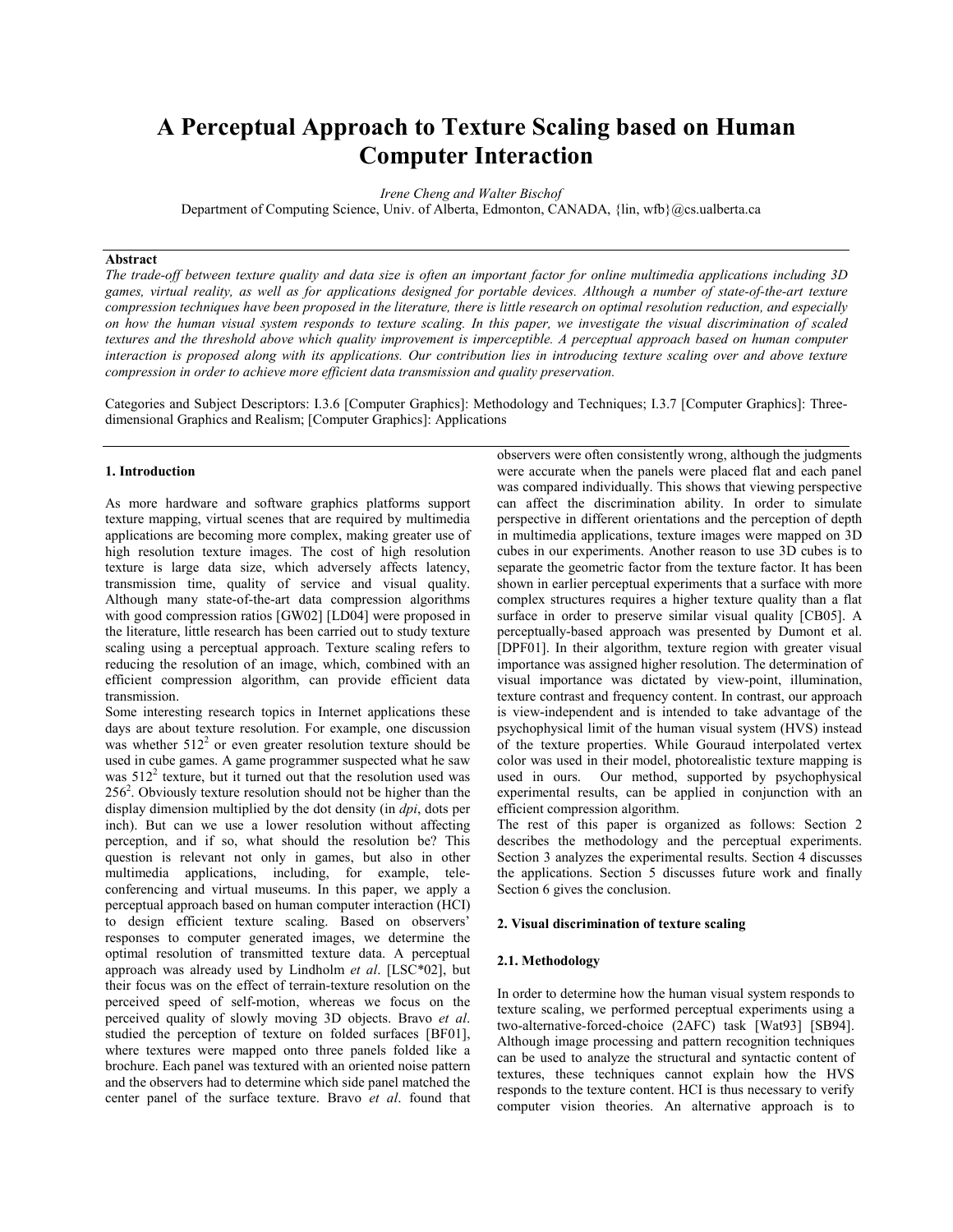# A Perceptual Approach to Texture Scaling based on Human Computer Interaction

*Irene Cheng and Walter Bischof*

Department of Computing Science, Univ. of Alberta, Edmonton, CANADA, {lin, wfb}@cs.ualberta.ca

**Abstract**

*The trade-off between texture quality and data size is often an important factor for online multimedia applications including 3D games, virtual reality, as well as for applications designed for portable devices. Although a number of state-of-the-art texture compression techniques have been proposed in the literature, there is little research on optimal resolution reduction, and especially on how the human visual system responds to texture scaling. In this paper, we investigate the visual discrimination of scaled textures and the threshold above which quality improvement is imperceptible. A perceptual approach based on human computer interaction is proposed along with its applications. Our contribution lies in introducing texture scaling over and above texture compression in order to achieve more efficient data transmission and quality preservation.*

Categories and Subject Descriptors: I.3.6 [Computer Graphics]: Methodology and Techniques; I.3.7 [Computer Graphics]: Three-dimensional Graphics and Realism; [Computer Graphics]: Applications

## 1. Introduction

As more hardware and software graphics platforms support texture mapping, virtual scenes that are required by multimedia applications are becoming more complex, making greater use of high resolution texture images. The cost of high resolution texture is large data size, which adversely affects latency, transmission time, quality of service and visual quality. Although many state-of-the-art data compression algorithms with good compression ratios [GW02] [LD04] were proposed in the literature, little research has been carried out to study texture scaling using a perceptual approach. Texture scaling refers to reducing the resolution of an image, which, combined with an efficient compression algorithm, can provide efficient data transmission.

Some interesting research topics in Internet applications these days are about texture resolution. For example, one discussion was whether $512^2$ or even greater resolution texture should be used in cube games. A game programmer suspected what he saw was $512^2$ texture, but it turned out that the resolution used was $256^2$. Obviously texture resolution should not be higher than the display dimension multiplied by the dot density (in *dpi*, dots per inch). But can we use a lower resolution without affecting perception, and if so, what should the resolution be? This question is relevant not only in games, but also in other multimedia applications, including, for example, tele-conferencing and virtual museums. In this paper, we apply a perceptual approach based on human computer interaction (HCI) to design efficient texture scaling. Based on observers' responses to computer generated images, we determine the optimal resolution of transmitted texture data. A perceptual approach was already used by Lindholm *et al*. [LSC*02], but their focus was on the effect of terrain-texture resolution on the perceived speed of self-motion, whereas we focus on the perceived quality of slowly moving 3D objects. Bravo *et al*. studied the perception of texture on folded surfaces [BF01], where textures were mapped onto three panels folded like a brochure. Each panel was textured with an oriented noise pattern and the observers had to determine which side panel matched the center panel of the surface texture. Bravo *et al*. found that observers were often consistently wrong, although the judgments were accurate when the panels were placed flat and each panel was compared individually. This shows that viewing perspective can affect the discrimination ability. In order to simulate perspective in different orientations and the perception of depth in multimedia applications, texture images were mapped on 3D cubes in our experiments. Another reason to use 3D cubes is to separate the geometric factor from the texture factor. It has been shown in earlier perceptual experiments that a surface with more complex structures requires a higher texture quality than a flat surface in order to preserve similar visual quality [CB05]. A perceptually-based approach was presented by Dumont et al. [DPF01]. In their algorithm, texture region with greater visual importance was assigned higher resolution. The determination of visual importance was dictated by view-point, illumination, texture contrast and frequency content. In contrast, our approach is view-independent and is intended to take advantage of the psychophysical limit of the human visual system (HVS) instead of the texture properties. While Gouraud interpolated vertex color was used in their model, photorealistic texture mapping is used in ours. Our method, supported by psychophysical experimental results, can be applied in conjunction with an efficient compression algorithm.

The rest of this paper is organized as follows: Section 2 describes the methodology and the perceptual experiments. Section 3 analyzes the experimental results. Section 4 discusses the applications. Section 5 discusses future work and finally Section 6 gives the conclusion.

## 2. Visual discrimination of texture scaling

### 2.1. Methodology

In order to determine how the human visual system responds to texture scaling, we performed perceptual experiments using a two-alternative-forced-choice (2AFC) task [Wat93] [SB94]. Although image processing and pattern recognition techniques can be used to analyze the structural and syntactic content of textures, these techniques cannot explain how the HVS responds to the texture content. HCI is thus necessary to verify computer vision theories. An alternative approach is to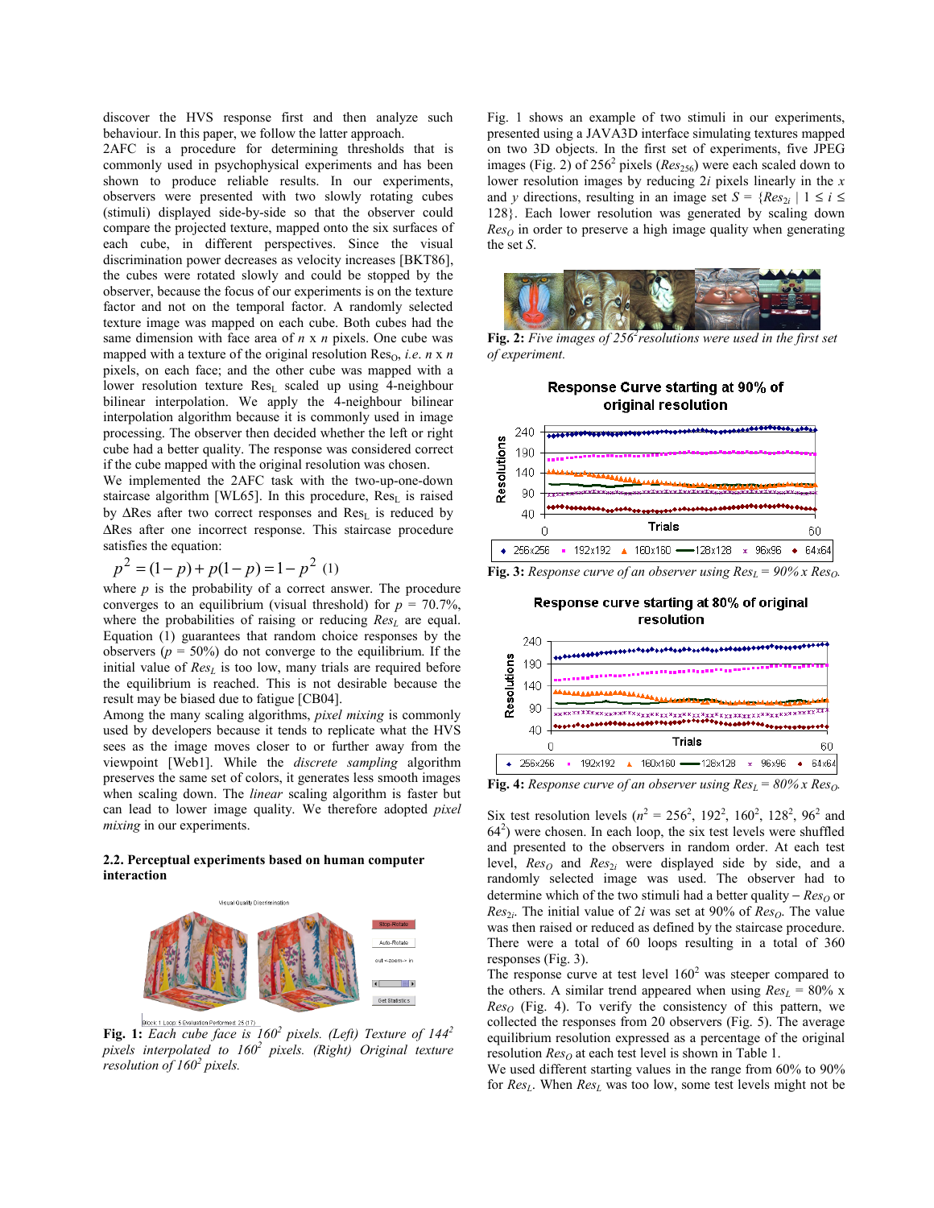discover the HVS response first and then analyze such behaviour. In this paper, we follow the latter approach.

2AFC is a procedure for determining thresholds that is commonly used in psychophysical experiments and has been shown to produce reliable results. In our experiments, observers were presented with two slowly rotating cubes (stimuli) displayed side-by-side so that the observer could compare the projected texture, mapped onto the six surfaces of each cube, in different perspectives. Since the visual discrimination power decreases as velocity increases [BKT86], the cubes were rotated slowly and could be stopped by the observer, because the focus of our experiments is on the texture factor and not on the temporal factor. A randomly selected texture image was mapped on each cube. Both cubes had the same dimension with face area of *n* x *n* pixels. One cube was mapped with a texture of the original resolution $Res_O$, *i.e. n* x *n* pixels, on each face; and the other cube was mapped with a lower resolution texture $Res_L$ scaled up using 4-neighbour bilinear interpolation. We apply the 4-neighbour bilinear interpolation algorithm because it is commonly used in image processing. The observer then decided whether the left or right cube had a better quality. The response was considered correct if the cube mapped with the original resolution was chosen.

We implemented the 2AFC task with the two-up-one-down staircase algorithm [WL65]. In this procedure, $Res_L$ is raised by $\Delta Res$ after two correct responses and $Res_L$ is reduced by $\Delta Res$ after one incorrect response. This staircase procedure satisfies the equation:

$$p^2 = (1-p) + p(1-p) = 1 - p^2 \quad (1)$$

where *p* is the probability of a correct answer. The procedure converges to an equilibrium (visual threshold) for $p$ = 70.7%, where the probabilities of raising or reducing $Res_L$ are equal. Equation (1) guarantees that random choice responses by the observers ($p$ = 50%) do not converge to the equilibrium. If the initial value of $Res_L$ is too low, many trials are required before the equilibrium is reached. This is not desirable because the result may be biased due to fatigue [CB04].

Among the many scaling algorithms, *pixel mixing* is commonly used by developers because it tends to replicate what the HVS sees as the image moves closer to or further away from the viewpoint [Web1]. While the *discrete sampling* algorithm preserves the same set of colors, it generates less smooth images when scaling down. The *linear* scaling algorithm is faster but can lead to lower image quality. We therefore adopted *pixel mixing* in our experiments.

### 2.2. Perceptual experiments based on human computer interaction

**Fig. 1:** *Each cube face is $160^2$ pixels. (Left) Texture of $144^2$ pixels interpolated to $160^2$ pixels. (Right) Original texture resolution of $160^2$ pixels.*

Fig. 1 shows an example of two stimuli in our experiments, presented using a JAVA3D interface simulating textures mapped on two 3D objects. In the first set of experiments, five JPEG images (Fig. 2) of $256^2$ pixels ($Res_{256}$) were each scaled down to lower resolution images by reducing $2i$ pixels linearly in the *x* and *y* directions, resulting in an image set $S = \{Res_{2i} \mid 1 \leq i \leq 128\}$. Each lower resolution was generated by scaling down $Res_O$ in order to preserve a high image quality when generating the set *S*.

**Fig. 2:** *Five images of $256^2$ resolutions were used in the first set of experiment.*

**Fig. 3:** *Response curve of an observer using $Res_L$ = 90% x $Res_O$.*

**Fig. 4:** *Response curve of an observer using $Res_L$ = 80% x $Res_O$.*

Six test resolution levels ($n^2 = 256^2$, $192^2$, $160^2$, $128^2$, $96^2$ and $64^2$) were chosen. In each loop, the six test levels were shuffled and presented to the observers in random order. At each test level, $Res_O$ and $Res_{2i}$ were displayed side by side, and a randomly selected image was used. The observer had to determine which of the two stimuli had a better quality – $Res_O$ or $Res_{2i}$. The initial value of $2i$ was set at 90% of $Res_O$. The value was then raised or reduced as defined by the staircase procedure. There were a total of 60 loops resulting in a total of 360 responses (Fig. 3).

The response curve at test level $160^2$ was steeper compared to the others. A similar trend appeared when using $Res_L$ = 80% x $Res_O$ (Fig. 4). To verify the consistency of this pattern, we collected the responses from 20 observers (Fig. 5). The average equilibrium resolution expressed as a percentage of the original resolution $Res_O$ at each test level is shown in Table 1.

We used different starting values in the range from 60% to 90% for $Res_L$. When $Res_L$ was too low, some test levels might not be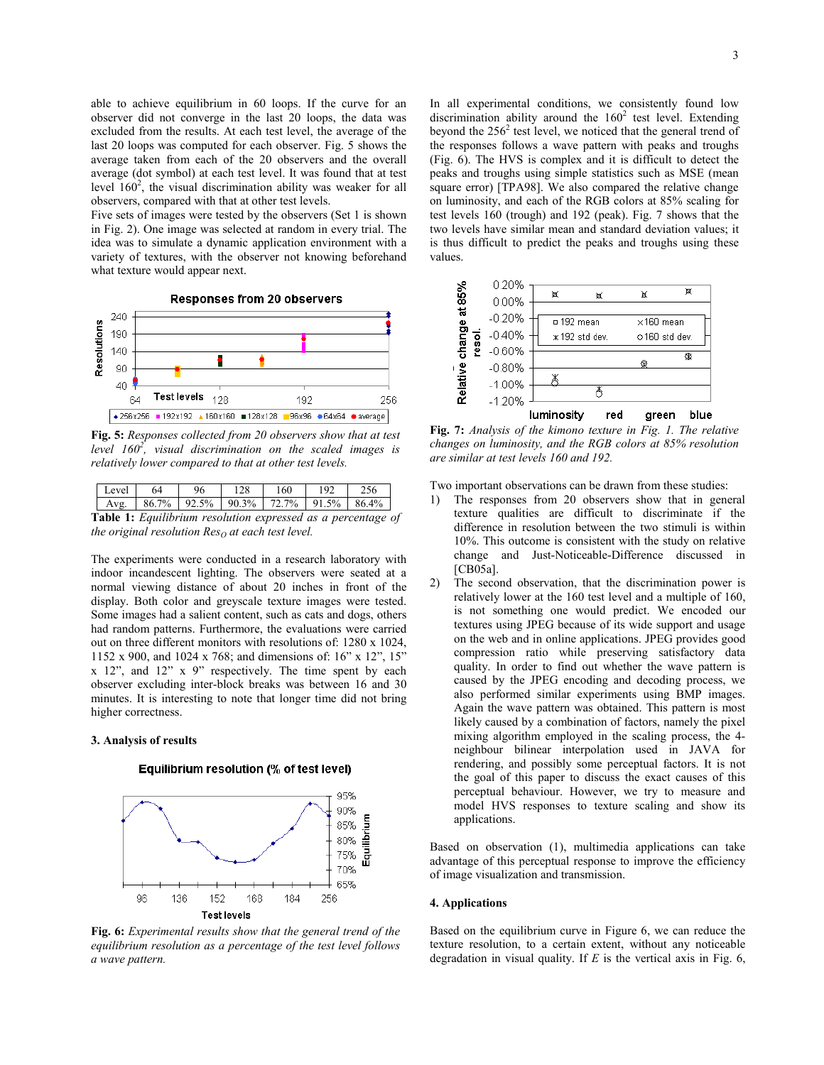able to achieve equilibrium in 60 loops. If the curve for an observer did not converge in the last 20 loops, the data was excluded from the results. At each test level, the average of the last 20 loops was computed for each observer. Fig. 5 shows the average taken from each of the 20 observers and the overall average (dot symbol) at each test level. It was found that at test level $160^2$, the visual discrimination ability was weaker for all observers, compared with that at other test levels.

Five sets of images were tested by the observers (Set 1 is shown in Fig. 2). One image was selected at random in every trial. The idea was to simulate a dynamic application environment with a variety of textures, with the observer not knowing beforehand what texture would appear next.

**Fig. 5:** *Responses collected from 20 observers show that at test level $160^2$, visual discrimination on the scaled images is relatively lower compared to that at other test levels.*

| Level | 64 | 96 | 128 | 160 | 192 | 256 |
|---|---|---|---|---|---|---|
| Avg. | 86.7% | 92.5% | 90.3% | 72.7% | 91.5% | 86.4% |

**Table 1:** *Equilibrium resolution expressed as a percentage of the original resolution $Res_O$ at each test level.*

The experiments were conducted in a research laboratory with indoor incandescent lighting. The observers were seated at a normal viewing distance of about 20 inches in front of the display. Both color and greyscale texture images were tested. Some images had a salient content, such as cats and dogs, others had random patterns. Furthermore, the evaluations were carried out on three different monitors with resolutions of: 1280 x 1024, 1152 x 900, and 1024 x 768; and dimensions of: 16" x 12", 15" x 12", and 12" x 9" respectively. The time spent by each observer excluding inter-block breaks was between 16 and 30 minutes. It is interesting to note that longer time did not bring higher correctness.

### 3. Analysis of results

**Fig. 6:** *Experimental results show that the general trend of the equilibrium resolution as a percentage of the test level follows a wave pattern.*

In all experimental conditions, we consistently found low discrimination ability around the $160^2$ test level. Extending beyond the $256^2$ test level, we noticed that the general trend of the responses follows a wave pattern with peaks and troughs (Fig. 6). The HVS is complex and it is difficult to detect the peaks and troughs using simple statistics such as MSE (mean square error) [TPA98]. We also compared the relative change on luminosity, and each of the RGB colors at 85% scaling for test levels 160 (trough) and 192 (peak). Fig. 7 shows that the two levels have similar mean and standard deviation values; it is thus difficult to predict the peaks and troughs using these values.

**Fig. 7:** *Analysis of the kimono texture in Fig. 1. The relative changes on luminosity, and the RGB colors at 85% resolution are similar at test levels 160 and 192.*

Two important observations can be drawn from these studies:

1) The responses from 20 observers show that in general texture qualities are difficult to discriminate if the difference in resolution between the two stimuli is within 10%. This outcome is consistent with the study on relative change and Just-Noticeable-Difference discussed in [CB05a].
2) The second observation, that the discrimination power is relatively lower at the 160 test level and a multiple of 160, is not something one would predict. We encoded our textures using JPEG because of its wide support and usage on the web and in online applications. JPEG provides good compression ratio while preserving satisfactory data quality. In order to find out whether the wave pattern is caused by the JPEG encoding and decoding process, we also performed similar experiments using BMP images. Again the wave pattern was obtained. This pattern is most likely caused by a combination of factors, namely the pixel mixing algorithm employed in the scaling process, the 4-neighbour bilinear interpolation used in JAVA for rendering, and possibly some perceptual factors. It is not the goal of this paper to discuss the exact causes of this perceptual behaviour. However, we try to measure and model HVS responses to texture scaling and show its applications.

Based on observation (1), multimedia applications can take advantage of this perceptual response to improve the efficiency of image visualization and transmission.

### 4. Applications

Based on the equilibrium curve in Figure 6, we can reduce the texture resolution, to a certain extent, without any noticeable degradation in visual quality. If $E$ is the vertical axis in Fig. 6,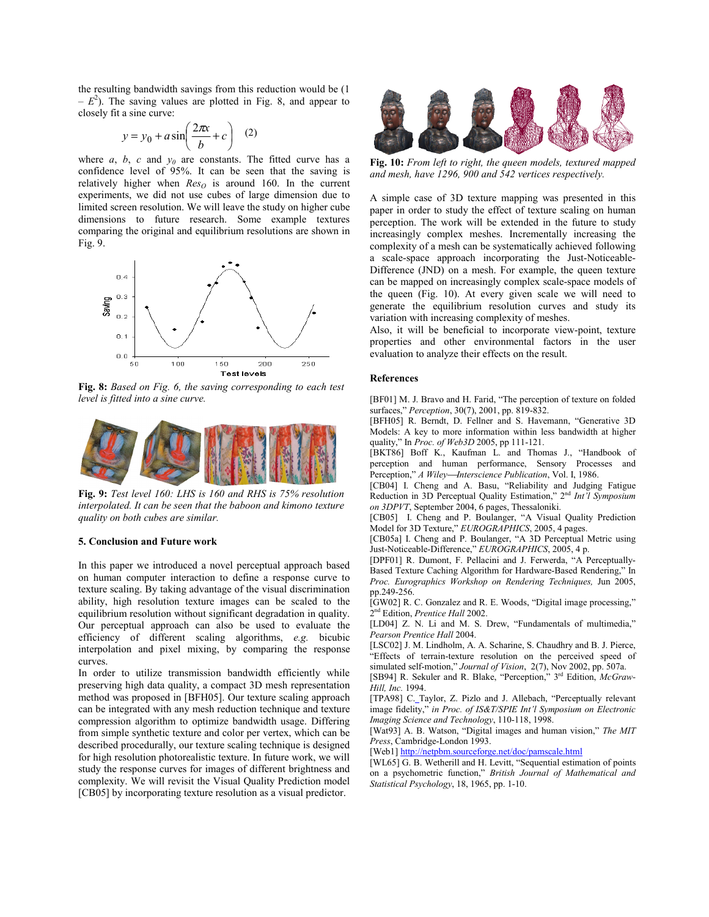the resulting bandwidth savings from this reduction would be (1 – $E^2$). The saving values are plotted in Fig. 8, and appear to closely fit a sine curve:

$$y = y_0 + a\sin\left(\frac{2\pi x}{b} + c\right) \quad (2)$$

where $a$, $b$, $c$ and $y_0$ are constants. The fitted curve has a confidence level of 95%. It can be seen that the saving is relatively higher when $Res_O$ is around 160. In the current experiments, we did not use cubes of large dimension due to limited screen resolution. We will leave the study on higher cube dimensions to future research. Some example textures comparing the original and equilibrium resolutions are shown in Fig. 9.

Saving

0.0
0.1
0.2
0.3
0.4

50
100
150
200
250

Test levels

**Fig. 8:** *Based on Fig. 6, the saving corresponding to each test level is fitted into a sine curve.*

**Fig. 9:** *Test level 160: LHS is 160 and RHS is 75% resolution interpolated. It can be seen that the baboon and kimono texture quality on both cubes are similar.*

## 5. Conclusion and Future work

In this paper we introduced a novel perceptual approach based on human computer interaction to define a response curve to texture scaling. By taking advantage of the visual discrimination ability, high resolution texture images can be scaled to the equilibrium resolution without significant degradation in quality. Our perceptual approach can also be used to evaluate the efficiency of different scaling algorithms, *e.g.* bicubic interpolation and pixel mixing, by comparing the response curves.

In order to utilize transmission bandwidth efficiently while preserving high data quality, a compact 3D mesh representation method was proposed in [BFH05]. Our texture scaling approach can be integrated with any mesh reduction technique and texture compression algorithm to optimize bandwidth usage. Differing from simple synthetic texture and color per vertex, which can be described procedurally, our texture scaling technique is designed for high resolution photorealistic texture. In future work, we will study the response curves for images of different brightness and complexity. We will revisit the Visual Quality Prediction model [CB05] by incorporating texture resolution as a visual predictor.

**Fig. 10:** *From left to right, the queen models, textured mapped and mesh, have 1296, 900 and 542 vertices respectively.*

A simple case of 3D texture mapping was presented in this paper in order to study the effect of texture scaling on human perception. The work will be extended in the future to study increasingly complex meshes. Incrementally increasing the complexity of a mesh can be systematically achieved following a scale-space approach incorporating the Just-Noticeable-Difference (JND) on a mesh. For example, the queen texture can be mapped on increasingly complex scale-space models of the queen (Fig. 10). At every given scale we will need to generate the equilibrium resolution curves and study its variation with increasing complexity of meshes.

Also, it will be beneficial to incorporate view-point, texture properties and other environmental factors in the user evaluation to analyze their effects on the result.

## References

[BF01] M. J. Bravo and H. Farid, "The perception of texture on folded surfaces," *Perception*, 30(7), 2001, pp. 819-832.

[BFH05] R. Berndt, D. Fellner and S. Havemann, "Generative 3D Models: A key to more information within less bandwidth at higher quality," In *Proc. of Web3D* 2005, pp 111-121.

[BKT86] Boff K., Kaufman L. and Thomas J., "Handbook of perception and human performance, Sensory Processes and Perception," *A Wiley—Interscience Publication*, Vol. I, 1986.

[CB04] I. Cheng and A. Basu, "Reliability and Judging Fatigue Reduction in 3D Perceptual Quality Estimation," 2nd *Int'l Symposium on 3DPVT*, September 2004, 6 pages, Thessaloniki.

[CB05] I. Cheng and P. Boulanger, "A Visual Quality Prediction Model for 3D Texture," *EUROGRAPHICS*, 2005, 4 pages.

[CB05a] I. Cheng and P. Boulanger, "A 3D Perceptual Metric using Just-Noticeable-Difference," *EUROGRAPHICS*, 2005, 4 p.

[DPF01] R. Dumont, F. Pellacini and J. Ferwerda, "A Perceptually-Based Texture Caching Algorithm for Hardware-Based Rendering," In *Proc. Eurographics Workshop on Rendering Techniques,* Jun 2005, pp.249-256.

[GW02] R. C. Gonzalez and R. E. Woods, "Digital image processing," 2nd Edition, *Prentice Hall* 2002.

[LD04] Z. N. Li and M. S. Drew, "Fundamentals of multimedia," *Pearson Prentice Hall* 2004.

[LSC02] J. M. Lindholm, A. A. Scharine, S. Chaudhry and B. J. Pierce, "Effects of terrain-texture resolution on the perceived speed of simulated self-motion," *Journal of Vision*, 2(7), Nov 2002, pp. 507a.

[SB94] R. Sekuler and R. Blake, "Perception," 3rd Edition, *McGraw-Hill, Inc.* 1994.

[TPA98] C. Taylor, Z. Pizlo and J. Allebach, "Perceptually relevant image fidelity," *in Proc. of IS&T/SPIE Int'l Symposium on Electronic Imaging Science and Technology*, 110-118, 1998.

[Wat93] A. B. Watson, "Digital images and human vision," *The MIT Press*, Cambridge-London 1993.

[Web1] http://netpbm.sourceforge.net/doc/pamscale.html

[WL65] G. B. Wetherill and H. Levitt, "Sequential estimation of points on a psychometric function," *British Journal of Mathematical and Statistical Psychology*, 18, 1965, pp. 1-10.